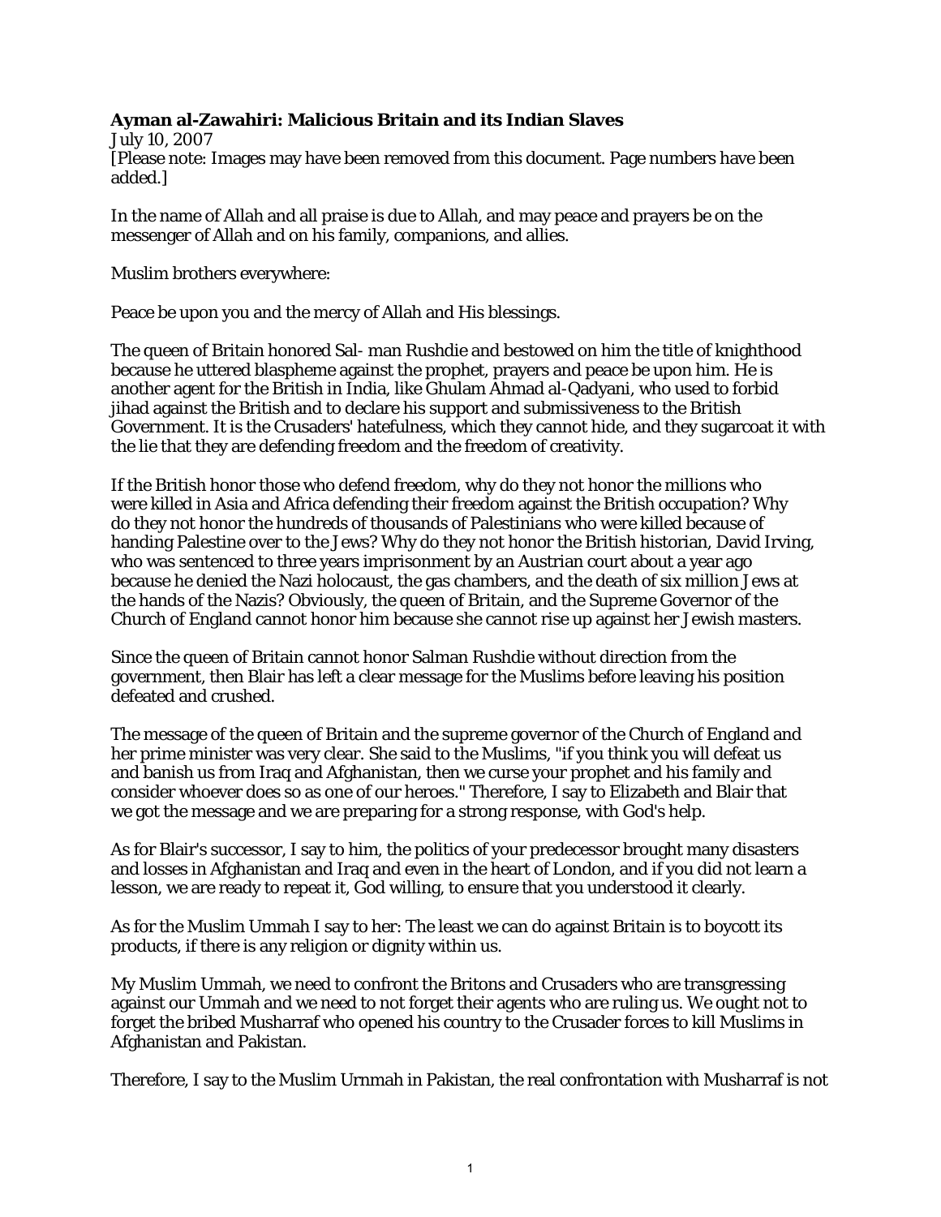**Ayman al-Zawahiri: Malicious Britain and its Indian Slaves**
July 10, 2007
[Please note: Images may have been removed from this document. Page numbers have been added.]

In the name of Allah and all praise is due to Allah, and may peace and prayers be on the messenger of Allah and on his family, companions, and allies.

Muslim brothers everywhere:

Peace be upon you and the mercy of Allah and His blessings.

The queen of Britain honored Sal- man Rushdie and bestowed on him the title of knighthood because he uttered blaspheme against the prophet, prayers and peace be upon him. He is another agent for the British in India, like Ghulam Ahmad al-Qadyani, who used to forbid jihad against the British and to declare his support and submissiveness to the British Government. It is the Crusaders' hatefulness, which they cannot hide, and they sugarcoat it with the lie that they are defending freedom and the freedom of creativity.

If the British honor those who defend freedom, why do they not honor the millions who were killed in Asia and Africa defending their freedom against the British occupation? Why do they not honor the hundreds of thousands of Palestinians who were killed because of handing Palestine over to the Jews? Why do they not honor the British historian, David Irving, who was sentenced to three years imprisonment by an Austrian court about a year ago because he denied the Nazi holocaust, the gas chambers, and the death of six million Jews at the hands of the Nazis? Obviously, the queen of Britain, and the Supreme Governor of the Church of England cannot honor him because she cannot rise up against her Jewish masters.

Since the queen of Britain cannot honor Salman Rushdie without direction from the government, then Blair has left a clear message for the Muslims before leaving his position defeated and crushed.

The message of the queen of Britain and the supreme governor of the Church of England and her prime minister was very clear. She said to the Muslims, "if you think you will defeat us and banish us from Iraq and Afghanistan, then we curse your prophet and his family and consider whoever does so as one of our heroes." Therefore, I say to Elizabeth and Blair that we got the message and we are preparing for a strong response, with God's help.

As for Blair's successor, I say to him, the politics of your predecessor brought many disasters and losses in Afghanistan and Iraq and even in the heart of London, and if you did not learn a lesson, we are ready to repeat it, God willing, to ensure that you understood it clearly.

As for the Muslim Ummah I say to her: The least we can do against Britain is to boycott its products, if there is any religion or dignity within us.

My Muslim Ummah, we need to confront the Britons and Crusaders who are transgressing against our Ummah and we need to not forget their agents who are ruling us. We ought not to forget the bribed Musharraf who opened his country to the Crusader forces to kill Muslims in Afghanistan and Pakistan.

Therefore, I say to the Muslim Urnmah in Pakistan, the real confrontation with Musharraf is not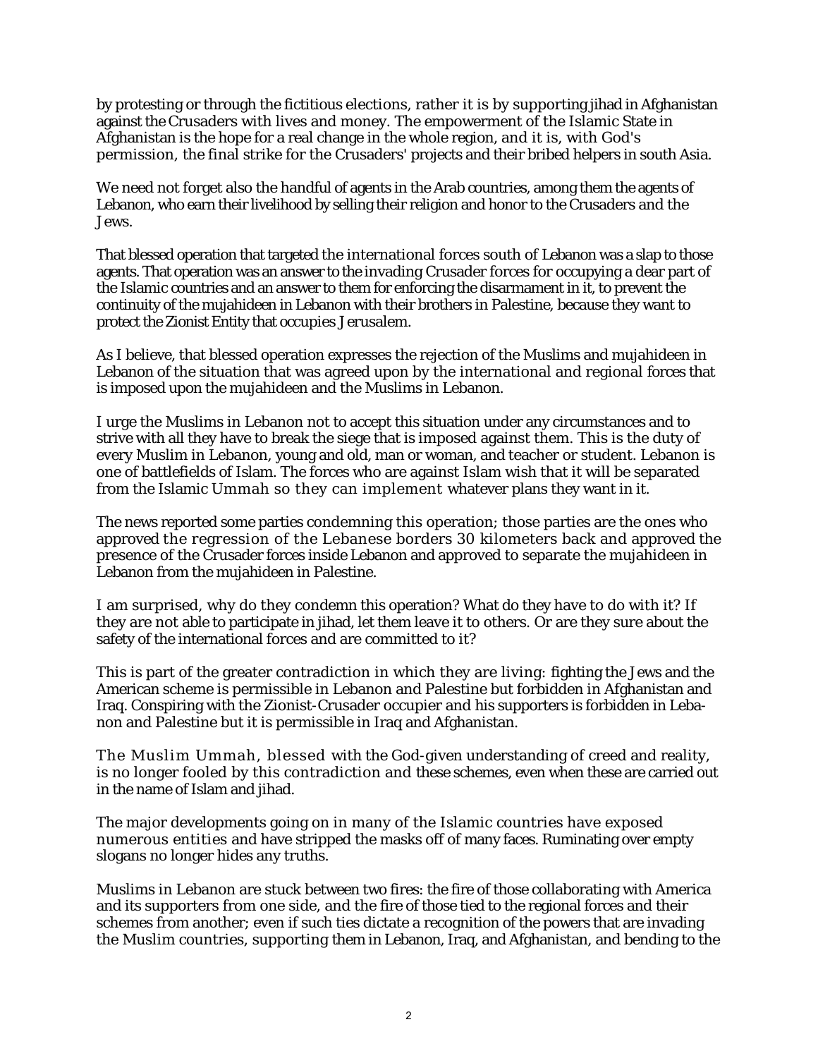by protesting or through the fictitious elections, rather it is by supporting jihad in Afghanistan against the Crusaders with lives and money. The empowerment of the Islamic State in Afghanistan is the hope for a real change in the whole region, and it is, with God's permission, the final strike for the Crusaders' projects and their bribed helpers in south Asia.

We need not forget also the handful of agents in the Arab countries, among them the agents of Lebanon, who earn their livelihood by selling their religion and honor to the Crusaders and the Jews.

That blessed operation that targeted the international forces south of Lebanon was a slap to those agents. That operation was an answer to the invading Crusader forces for occupying a dear part of the Islamic countries and an answer to them for enforcing the disarmament in it, to prevent the continuity of the mujahideen in Lebanon with their brothers in Palestine, because they want to protect the Zionist Entity that occupies Jerusalem.

As I believe, that blessed operation expresses the rejection of the Muslims and mujahideen in Lebanon of the situation that was agreed upon by the international and regional forces that is imposed upon the mujahideen and the Muslims in Lebanon.

I urge the Muslims in Lebanon not to accept this situation under any circumstances and to strive with all they have to break the siege that is imposed against them. This is the duty of every Muslim in Lebanon, young and old, man or woman, and teacher or student. Lebanon is one of battlefields of Islam. The forces who are against Islam wish that it will be separated from the Islamic Ummah so they can implement whatever plans they want in it.

The news reported some parties condemning this operation; those parties are the ones who approved the regression of the Lebanese borders 30 kilometers back and approved the presence of the Crusader forces inside Lebanon and approved to separate the mujahideen in Lebanon from the mujahideen in Palestine.

I am surprised, why do they condemn this operation? What do they have to do with it? If they are not able to participate in jihad, let them leave it to others. Or are they sure about the safety of the international forces and are committed to it?

This is part of the greater contradiction in which they are living: fighting the Jews and the American scheme is permissible in Lebanon and Palestine but forbidden in Afghanistan and Iraq. Conspiring with the Zionist-Crusader occupier and his supporters is forbidden in Lebanon and Palestine but it is permissible in Iraq and Afghanistan.

The Muslim Ummah, blessed with the God-given understanding of creed and reality, is no longer fooled by this contradiction and these schemes, even when these are carried out in the name of Islam and jihad.

The major developments going on in many of the Islamic countries have exposed numerous entities and have stripped the masks off of many faces. Ruminating over empty slogans no longer hides any truths.

Muslims in Lebanon are stuck between two fires: the fire of those collaborating with America and its supporters from one side, and the fire of those tied to the regional forces and their schemes from another; even if such ties dictate a recognition of the powers that are invading the Muslim countries, supporting them in Lebanon, Iraq, and Afghanistan, and bending to the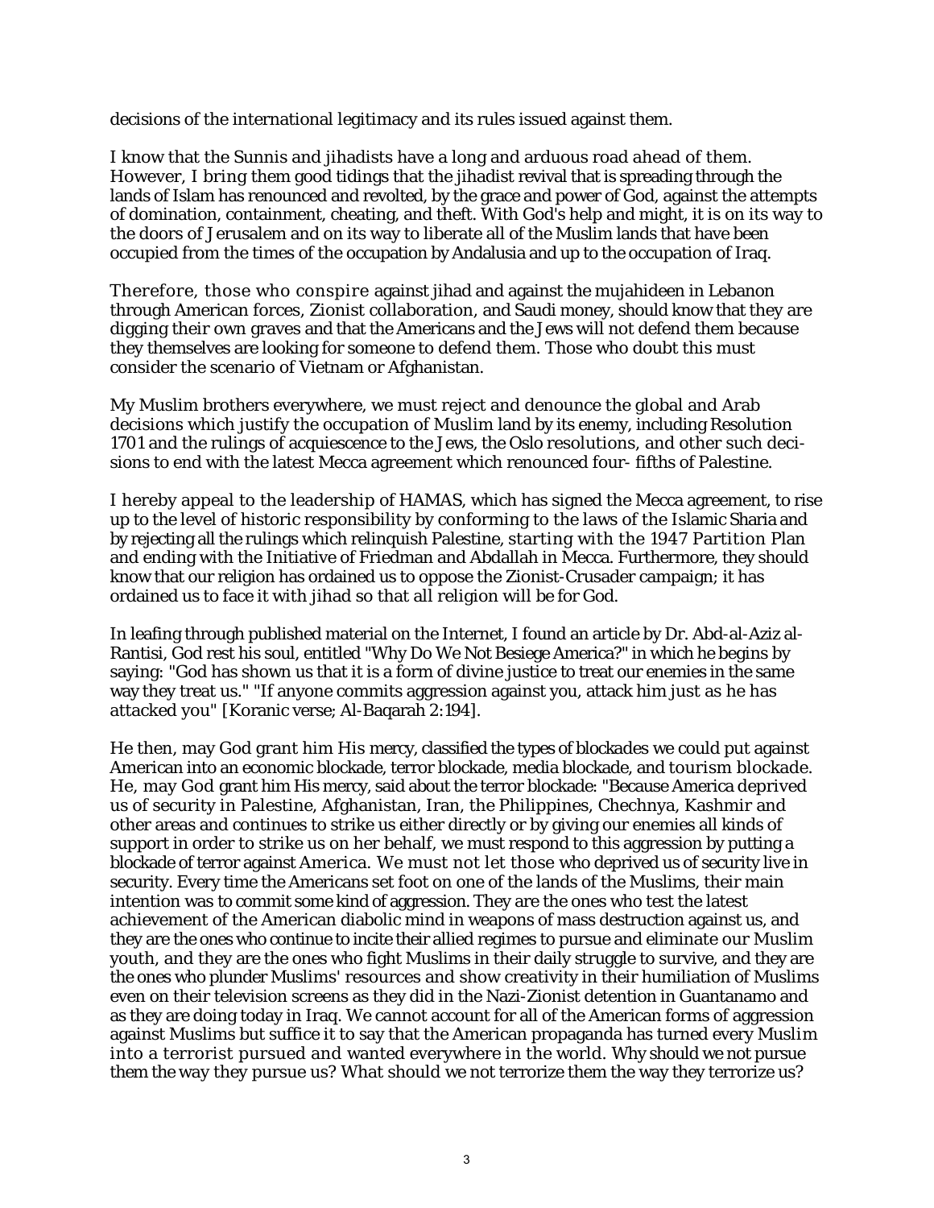decisions of the international legitimacy and its rules issued against them.

I know that the Sunnis and jihadists have a long and arduous road ahead of them. However, I bring them good tidings that the jihadist revival that is spreading through the lands of Islam has renounced and revolted, by the grace and power of God, against the attempts of domination, containment, cheating, and theft. With God's help and might, it is on its way to the doors of Jerusalem and on its way to liberate all of the Muslim lands that have been occupied from the times of the occupation by Andalusia and up to the occupation of Iraq.

Therefore, those who conspire against jihad and against the mujahideen in Lebanon through American forces, Zionist collaboration, and Saudi money, should know that they are digging their own graves and that the Americans and the Jews will not defend them because they themselves are looking for someone to defend them. Those who doubt this must consider the scenario of Vietnam or Afghanistan.

My Muslim brothers everywhere, we must reject and denounce the global and Arab decisions which justify the occupation of Muslim land by its enemy, including Resolution 1701 and the rulings of acquiescence to the Jews, the Oslo resolutions, and other such decisions to end with the latest Mecca agreement which renounced four- fifths of Palestine.

I hereby appeal to the leadership of HAMAS, which has signed the Mecca agreement, to rise up to the level of historic responsibility by conforming to the laws of the Islamic Sharia and by rejecting all the rulings which relinquish Palestine, starting with the 1947 Partition Plan and ending with the Initiative of Friedman and Abdallah in Mecca. Furthermore, they should know that our religion has ordained us to oppose the Zionist-Crusader campaign; it has ordained us to face it with jihad so that all religion will be for God.

In leafing through published material on the Internet, I found an article by Dr. Abd-al-Aziz al-Rantisi, God rest his soul, entitled "Why Do We Not Besiege America?" in which he begins by saying: "God has shown us that it is a form of divine justice to treat our enemies in the same way they treat us." "If anyone commits aggression against you, attack him just as he has attacked you" [Koranic verse; Al-Baqarah 2:194].

He then, may God grant him His mercy, classified the types of blockades we could put against American into an economic blockade, terror blockade, media blockade, and tourism blockade. He, may God grant him His mercy, said about the terror blockade: "Because America deprived us of security in Palestine, Afghanistan, Iran, the Philippines, Chechnya, Kashmir and other areas and continues to strike us either directly or by giving our enemies all kinds of support in order to strike us on her behalf, we must respond to this aggression by putting a blockade of terror against America. We must not let those who deprived us of security live in security. Every time the Americans set foot on one of the lands of the Muslims, their main intention was to commit some kind of aggression. They are the ones who test the latest achievement of the American diabolic mind in weapons of mass destruction against us, and they are the ones who continue to incite their allied regimes to pursue and eliminate our Muslim youth, and they are the ones who fight Muslims in their daily struggle to survive, and they are the ones who plunder Muslims' resources and show creativity in their humiliation of Muslims even on their television screens as they did in the Nazi-Zionist detention in Guantanamo and as they are doing today in Iraq. We cannot account for all of the American forms of aggression against Muslims but suffice it to say that the American propaganda has turned every Muslim into a terrorist pursued and wanted everywhere in the world. Why should we not pursue them the way they pursue us? What should we not terrorize them the way they terrorize us?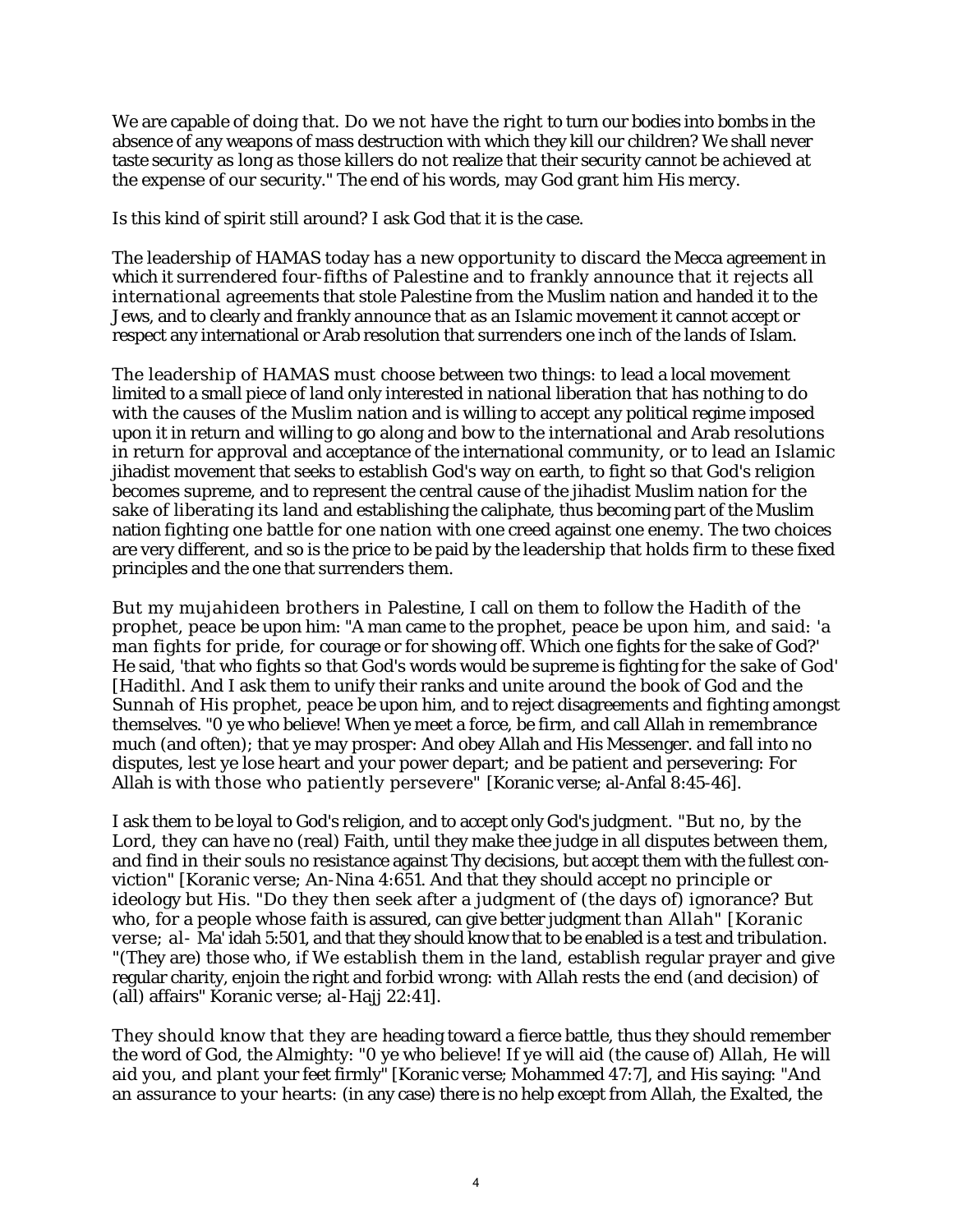We are capable of doing that. Do we not have the right to turn our bodies into bombs in the absence of any weapons of mass destruction with which they kill our children? We shall never taste security as long as those killers do not realize that their security cannot be achieved at the expense of our security." The end of his words, may God grant him His mercy.

Is this kind of spirit still around? I ask God that it is the case.

The leadership of HAMAS today has a new opportunity to discard the Mecca agreement in which it surrendered four-fifths of Palestine and to frankly announce that it rejects all international agreements that stole Palestine from the Muslim nation and handed it to the Jews, and to clearly and frankly announce that as an Islamic movement it cannot accept or respect any international or Arab resolution that surrenders one inch of the lands of Islam.

The leadership of HAMAS must choose between two things: to lead a local movement limited to a small piece of land only interested in national liberation that has nothing to do with the causes of the Muslim nation and is willing to accept any political regime imposed upon it in return and willing to go along and bow to the international and Arab resolutions in return for approval and acceptance of the international community, or to lead an Islamic jihadist movement that seeks to establish God's way on earth, to fight so that God's religion becomes supreme, and to represent the central cause of the jihadist Muslim nation for the sake of liberating its land and establishing the caliphate, thus becoming part of the Muslim nation fighting one battle for one nation with one creed against one enemy. The two choices are very different, and so is the price to be paid by the leadership that holds firm to these fixed principles and the one that surrenders them.

But my mujahideen brothers in Palestine, I call on them to follow the Hadith of the prophet, peace be upon him: "A man came to the prophet, peace be upon him, and said: 'a man fights for pride, for courage or for showing off. Which one fights for the sake of God?' He said, 'that who fights so that God's words would be supreme is fighting for the sake of God' [Hadithl. And I ask them to unify their ranks and unite around the book of God and the Sunnah of His prophet, peace be upon him, and to reject disagreements and fighting amongst themselves. "0 ye who believe! When ye meet a force, be firm, and call Allah in remembrance much (and often); that ye may prosper: And obey Allah and His Messenger. and fall into no disputes, lest ye lose heart and your power depart; and be patient and persevering: For Allah is with those who patiently persevere" [Koranic verse; al-Anfal 8:45-46].

I ask them to be loyal to God's religion, and to accept only God's judgment. "But no, by the Lord, they can have no (real) Faith, until they make thee judge in all disputes between them, and find in their souls no resistance against Thy decisions, but accept them with the fullest conviction" [Koranic verse; An-Nina 4:651. And that they should accept no principle or ideology but His. "Do they then seek after a judgment of (the days of) ignorance? But who, for a people whose faith is assured, can give better judgment than Allah" [Koranic verse; al- Ma'idah 5:501, and that they should know that to be enabled is a test and tribulation. "(They are) those who, if We establish them in the land, establish regular prayer and give regular charity, enjoin the right and forbid wrong: with Allah rests the end (and decision) of (all) affairs" Koranic verse; al-Hajj 22:41].

They should know that they are heading toward a fierce battle, thus they should remember the word of God, the Almighty: "0 ye who believe! If ye will aid (the cause of) Allah, He will aid you, and plant your feet firmly" [Koranic verse; Mohammed 47:7], and His saying: "And an assurance to your hearts: (in any case) there is no help except from Allah, the Exalted, the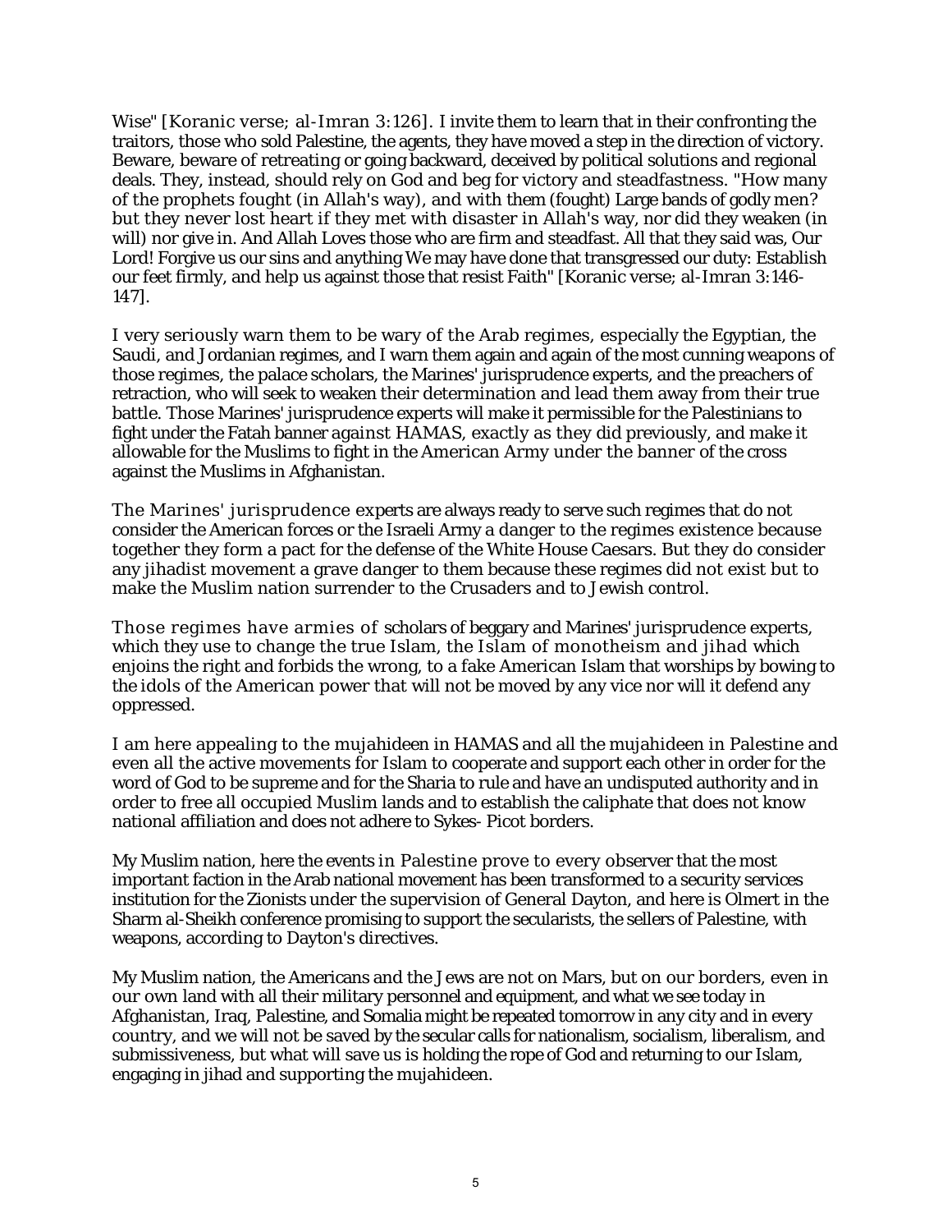Wise" [Koranic verse; al-Imran 3:126]. I invite them to learn that in their confronting the traitors, those who sold Palestine, the agents, they have moved a step in the direction of victory. Beware, beware of retreating or going backward, deceived by political solutions and regional deals. They, instead, should rely on God and beg for victory and steadfastness. "How many of the prophets fought (in Allah's way), and with them (fought) Large bands of godly men? but they never lost heart if they met with disaster in Allah's way, nor did they weaken (in will) nor give in. And Allah Loves those who are firm and steadfast. All that they said was, Our Lord! Forgive us our sins and anything We may have done that transgressed our duty: Establish our feet firmly, and help us against those that resist Faith" [Koranic verse; al-Imran 3:146-147].

I very seriously warn them to be wary of the Arab regimes, especially the Egyptian, the Saudi, and Jordanian regimes, and I warn them again and again of the most cunning weapons of those regimes, the palace scholars, the Marines' jurisprudence experts, and the preachers of retraction, who will seek to weaken their determination and lead them away from their true battle. Those Marines' jurisprudence experts will make it permissible for the Palestinians to fight under the Fatah banner against HAMAS, exactly as they did previously, and make it allowable for the Muslims to fight in the American Army under the banner of the cross against the Muslims in Afghanistan.

The Marines' jurisprudence experts are always ready to serve such regimes that do not consider the American forces or the Israeli Army a danger to the regimes existence because together they form a pact for the defense of the White House Caesars. But they do consider any jihadist movement a grave danger to them because these regimes did not exist but to make the Muslim nation surrender to the Crusaders and to Jewish control.

Those regimes have armies of scholars of beggary and Marines' jurisprudence experts, which they use to change the true Islam, the Islam of monotheism and jihad which enjoins the right and forbids the wrong, to a fake American Islam that worships by bowing to the idols of the American power that will not be moved by any vice nor will it defend any oppressed.

I am here appealing to the mujahideen in HAMAS and all the mujahideen in Palestine and even all the active movements for Islam to cooperate and support each other in order for the word of God to be supreme and for the Sharia to rule and have an undisputed authority and in order to free all occupied Muslim lands and to establish the caliphate that does not know national affiliation and does not adhere to Sykes- Picot borders.

My Muslim nation, here the events in Palestine prove to every observer that the most important faction in the Arab national movement has been transformed to a security services institution for the Zionists under the supervision of General Dayton, and here is Olmert in the Sharm al-Sheikh conference promising to support the secularists, the sellers of Palestine, with weapons, according to Dayton's directives.

My Muslim nation, the Americans and the Jews are not on Mars, but on our borders, even in our own land with all their military personnel and equipment, and what we see today in Afghanistan, Iraq, Palestine, and Somalia might be repeated tomorrow in any city and in every country, and we will not be saved by the secular calls for nationalism, socialism, liberalism, and submissiveness, but what will save us is holding the rope of God and returning to our Islam, engaging in jihad and supporting the mujahideen.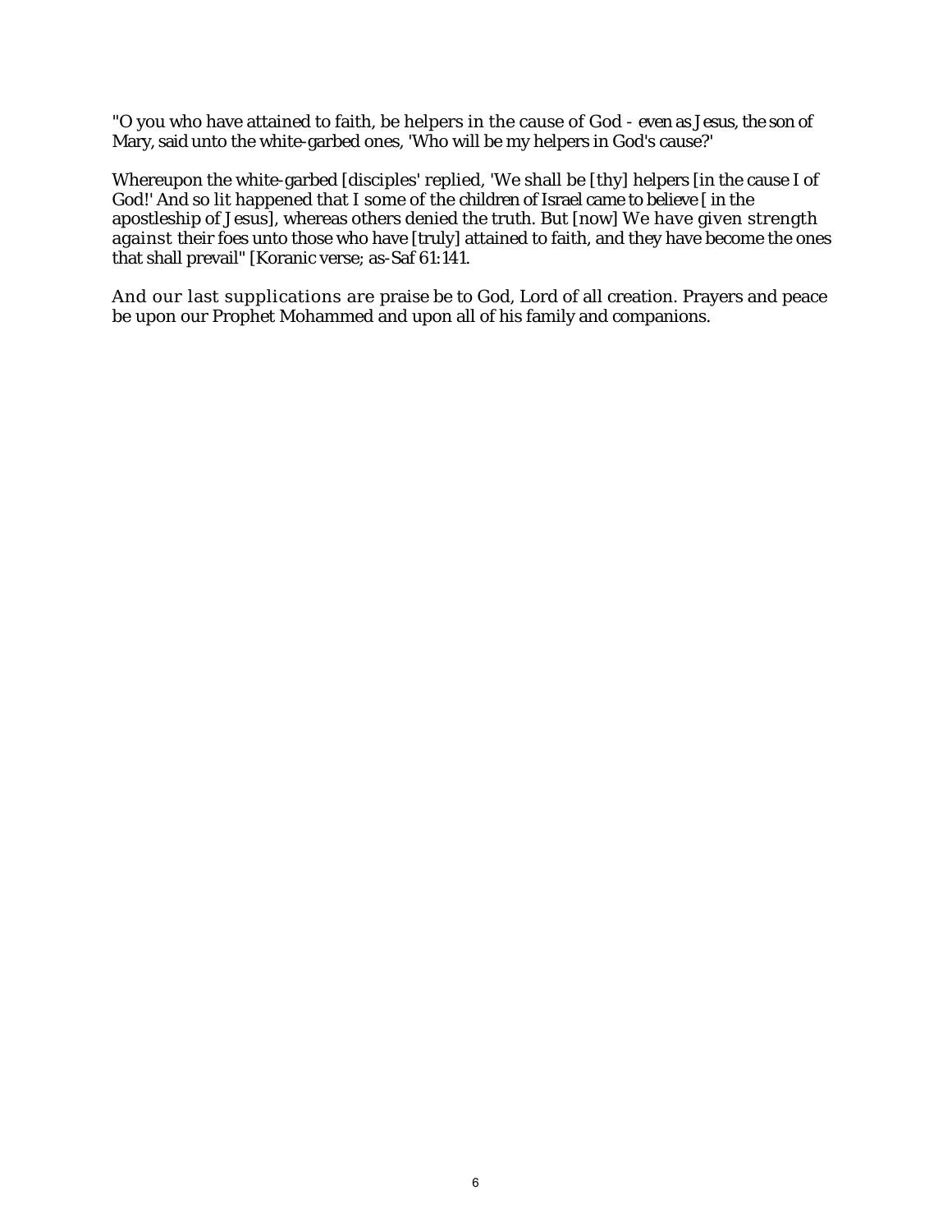"O you who have attained to faith, be helpers in the cause of God - even as Jesus, the son of Mary, said unto the white-garbed ones, 'Who will be my helpers in God's cause?'

Whereupon the white-garbed [disciples' replied, 'We shall be [thy] helpers [in the cause I of God!' And so lit happened that I some of the children of Israel came to believe [ in the apostleship of Jesus], whereas others denied the truth. But [now] We have given strength against their foes unto those who have [truly] attained to faith, and they have become the ones that shall prevail" [Koranic verse; as-Saf 61:141.

And our last supplications are praise be to God, Lord of all creation. Prayers and peace be upon our Prophet Mohammed and upon all of his family and companions.